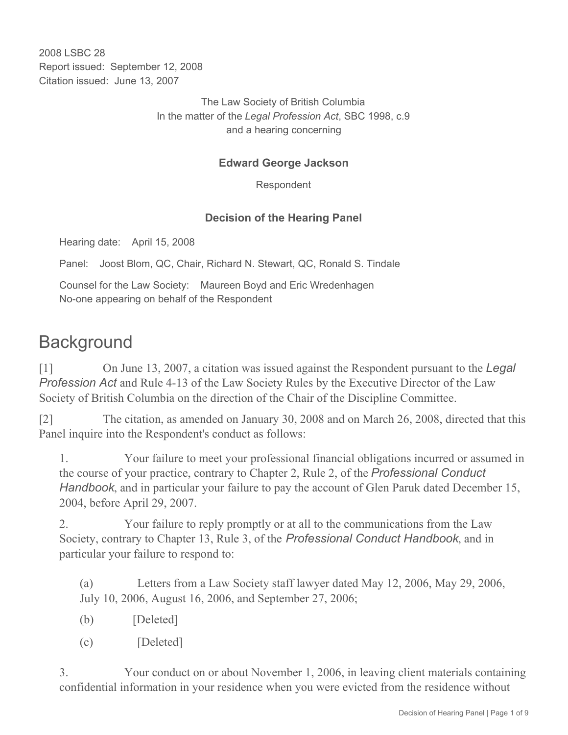2008 LSBC 28
Report issued: September 12, 2008
Citation issued: June 13, 2007

The Law Society of British Columbia
In the matter of the *Legal Profession Act*, SBC 1998, c.9
and a hearing concerning

**Edward George Jackson**

Respondent

**Decision of the Hearing Panel**

Hearing date: April 15, 2008

Panel: Joost Blom, QC, Chair, Richard N. Stewart, QC, Ronald S. Tindale

Counsel for the Law Society: Maureen Boyd and Eric Wredenhagen
No-one appearing on behalf of the Respondent

# Background

[1] On June 13, 2007, a citation was issued against the Respondent pursuant to the *Legal Profession Act* and Rule 4-13 of the Law Society Rules by the Executive Director of the Law Society of British Columbia on the direction of the Chair of the Discipline Committee.

[2] The citation, as amended on January 30, 2008 and on March 26, 2008, directed that this Panel inquire into the Respondent's conduct as follows:

> 1. Your failure to meet your professional financial obligations incurred or assumed in the course of your practice, contrary to Chapter 2, Rule 2, of the *Professional Conduct Handbook*, and in particular your failure to pay the account of Glen Paruk dated December 15, 2004, before April 29, 2007.
>
> 2. Your failure to reply promptly or at all to the communications from the Law Society, contrary to Chapter 13, Rule 3, of the *Professional Conduct Handbook*, and in particular your failure to respond to:
>
> > (a) Letters from a Law Society staff lawyer dated May 12, 2006, May 29, 2006, July 10, 2006, August 16, 2006, and September 27, 2006;
> >
> > (b) [Deleted]
> >
> > (c) [Deleted]
>
> 3. Your conduct on or about November 1, 2006, in leaving client materials containing confidential information in your residence when you were evicted from the residence without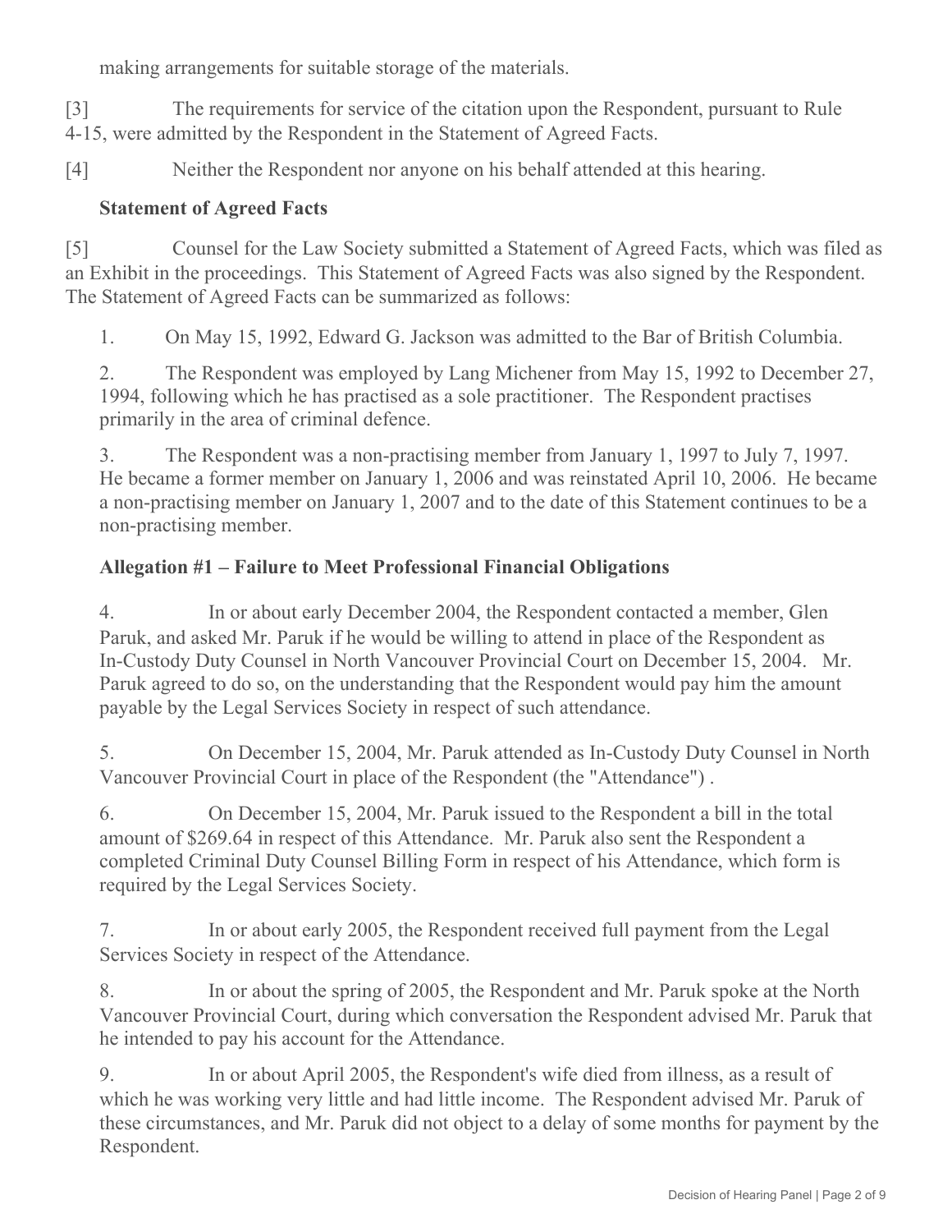making arrangements for suitable storage of the materials.

[3] The requirements for service of the citation upon the Respondent, pursuant to Rule 4-15, were admitted by the Respondent in the Statement of Agreed Facts.

[4] Neither the Respondent nor anyone on his behalf attended at this hearing.

**Statement of Agreed Facts**

[5] Counsel for the Law Society submitted a Statement of Agreed Facts, which was filed as an Exhibit in the proceedings. This Statement of Agreed Facts was also signed by the Respondent. The Statement of Agreed Facts can be summarized as follows:

1. On May 15, 1992, Edward G. Jackson was admitted to the Bar of British Columbia.

2. The Respondent was employed by Lang Michener from May 15, 1992 to December 27, 1994, following which he has practised as a sole practitioner. The Respondent practises primarily in the area of criminal defence.

3. The Respondent was a non-practising member from January 1, 1997 to July 7, 1997. He became a former member on January 1, 2006 and was reinstated April 10, 2006. He became a non-practising member on January 1, 2007 and to the date of this Statement continues to be a non-practising member.

**Allegation #1 – Failure to Meet Professional Financial Obligations**

4. In or about early December 2004, the Respondent contacted a member, Glen Paruk, and asked Mr. Paruk if he would be willing to attend in place of the Respondent as In-Custody Duty Counsel in North Vancouver Provincial Court on December 15, 2004. Mr. Paruk agreed to do so, on the understanding that the Respondent would pay him the amount payable by the Legal Services Society in respect of such attendance.

5. On December 15, 2004, Mr. Paruk attended as In-Custody Duty Counsel in North Vancouver Provincial Court in place of the Respondent (the "Attendance") .

6. On December 15, 2004, Mr. Paruk issued to the Respondent a bill in the total amount of $269.64 in respect of this Attendance. Mr. Paruk also sent the Respondent a completed Criminal Duty Counsel Billing Form in respect of his Attendance, which form is required by the Legal Services Society.

7. In or about early 2005, the Respondent received full payment from the Legal Services Society in respect of the Attendance.

8. In or about the spring of 2005, the Respondent and Mr. Paruk spoke at the North Vancouver Provincial Court, during which conversation the Respondent advised Mr. Paruk that he intended to pay his account for the Attendance.

9. In or about April 2005, the Respondent's wife died from illness, as a result of which he was working very little and had little income. The Respondent advised Mr. Paruk of these circumstances, and Mr. Paruk did not object to a delay of some months for payment by the Respondent.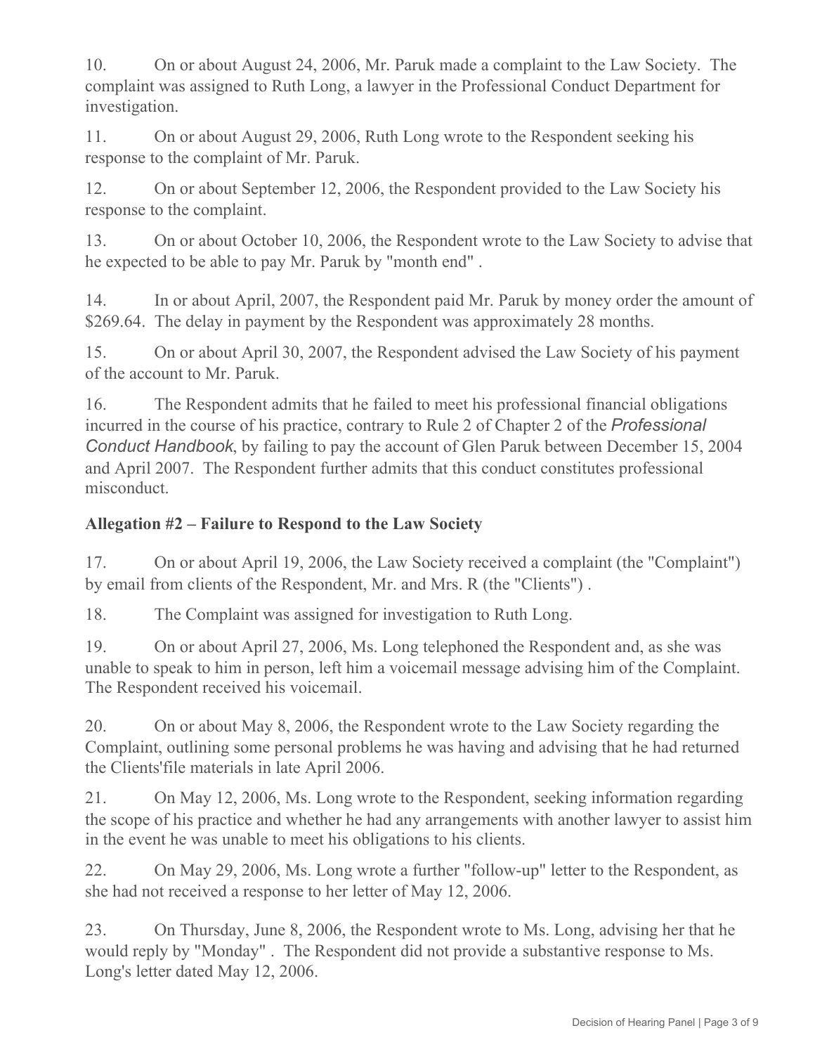10. On or about August 24, 2006, Mr. Paruk made a complaint to the Law Society. The complaint was assigned to Ruth Long, a lawyer in the Professional Conduct Department for investigation.

11. On or about August 29, 2006, Ruth Long wrote to the Respondent seeking his response to the complaint of Mr. Paruk.

12. On or about September 12, 2006, the Respondent provided to the Law Society his response to the complaint.

13. On or about October 10, 2006, the Respondent wrote to the Law Society to advise that he expected to be able to pay Mr. Paruk by "month end" .

14. In or about April, 2007, the Respondent paid Mr. Paruk by money order the amount of $269.64. The delay in payment by the Respondent was approximately 28 months.

15. On or about April 30, 2007, the Respondent advised the Law Society of his payment of the account to Mr. Paruk.

16. The Respondent admits that he failed to meet his professional financial obligations incurred in the course of his practice, contrary to Rule 2 of Chapter 2 of the *Professional Conduct Handbook*, by failing to pay the account of Glen Paruk between December 15, 2004 and April 2007. The Respondent further admits that this conduct constitutes professional misconduct.

**Allegation #2 – Failure to Respond to the Law Society**

17. On or about April 19, 2006, the Law Society received a complaint (the "Complaint") by email from clients of the Respondent, Mr. and Mrs. R (the "Clients") .

18. The Complaint was assigned for investigation to Ruth Long.

19. On or about April 27, 2006, Ms. Long telephoned the Respondent and, as she was unable to speak to him in person, left him a voicemail message advising him of the Complaint. The Respondent received his voicemail.

20. On or about May 8, 2006, the Respondent wrote to the Law Society regarding the Complaint, outlining some personal problems he was having and advising that he had returned the Clients'file materials in late April 2006.

21. On May 12, 2006, Ms. Long wrote to the Respondent, seeking information regarding the scope of his practice and whether he had any arrangements with another lawyer to assist him in the event he was unable to meet his obligations to his clients.

22. On May 29, 2006, Ms. Long wrote a further "follow-up" letter to the Respondent, as she had not received a response to her letter of May 12, 2006.

23. On Thursday, June 8, 2006, the Respondent wrote to Ms. Long, advising her that he would reply by "Monday" . The Respondent did not provide a substantive response to Ms. Long's letter dated May 12, 2006.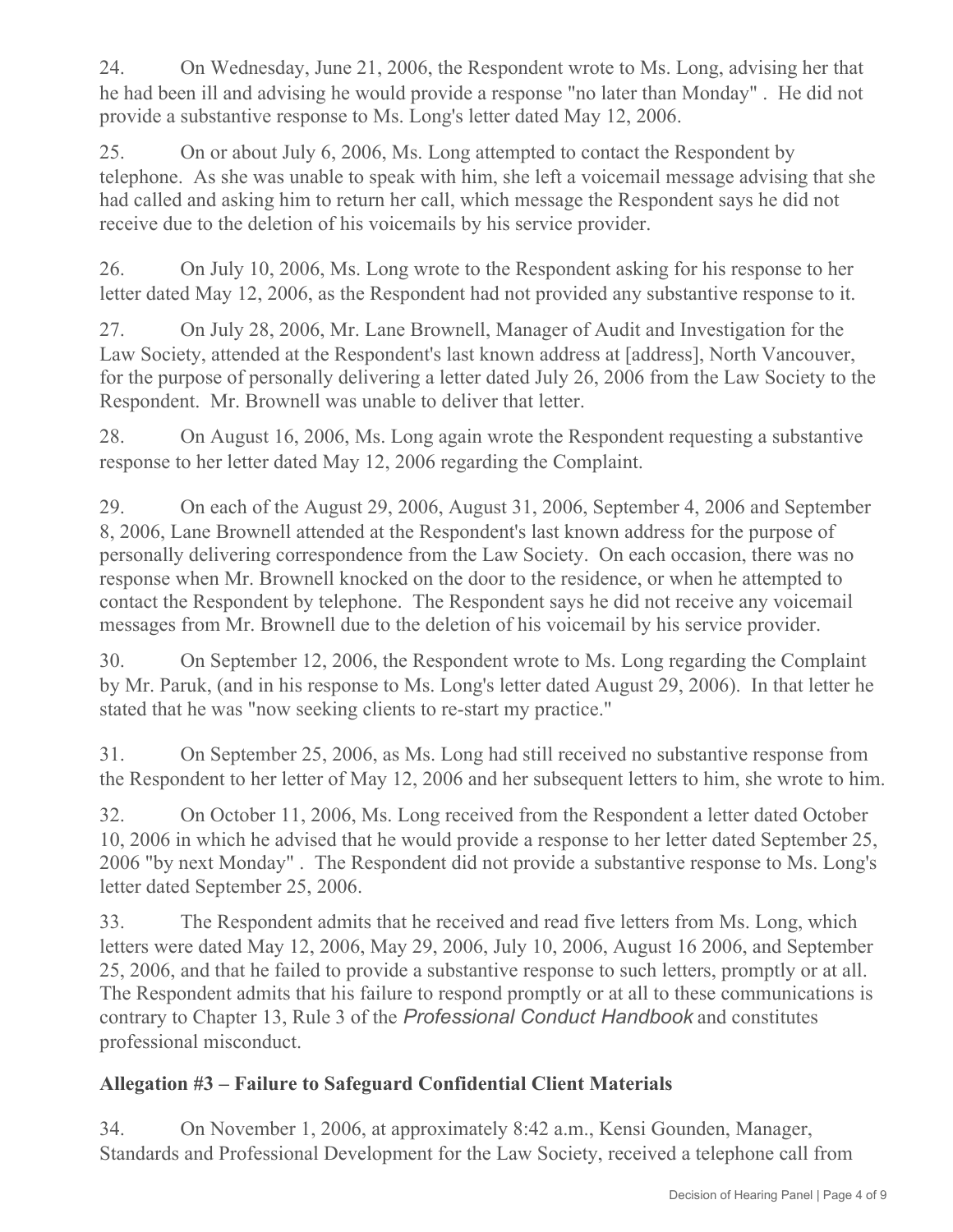24. On Wednesday, June 21, 2006, the Respondent wrote to Ms. Long, advising her that he had been ill and advising he would provide a response "no later than Monday" . He did not provide a substantive response to Ms. Long's letter dated May 12, 2006.

25. On or about July 6, 2006, Ms. Long attempted to contact the Respondent by telephone. As she was unable to speak with him, she left a voicemail message advising that she had called and asking him to return her call, which message the Respondent says he did not receive due to the deletion of his voicemails by his service provider.

26. On July 10, 2006, Ms. Long wrote to the Respondent asking for his response to her letter dated May 12, 2006, as the Respondent had not provided any substantive response to it.

27. On July 28, 2006, Mr. Lane Brownell, Manager of Audit and Investigation for the Law Society, attended at the Respondent's last known address at [address], North Vancouver, for the purpose of personally delivering a letter dated July 26, 2006 from the Law Society to the Respondent. Mr. Brownell was unable to deliver that letter.

28. On August 16, 2006, Ms. Long again wrote the Respondent requesting a substantive response to her letter dated May 12, 2006 regarding the Complaint.

29. On each of the August 29, 2006, August 31, 2006, September 4, 2006 and September 8, 2006, Lane Brownell attended at the Respondent's last known address for the purpose of personally delivering correspondence from the Law Society. On each occasion, there was no response when Mr. Brownell knocked on the door to the residence, or when he attempted to contact the Respondent by telephone. The Respondent says he did not receive any voicemail messages from Mr. Brownell due to the deletion of his voicemail by his service provider.

30. On September 12, 2006, the Respondent wrote to Ms. Long regarding the Complaint by Mr. Paruk, (and in his response to Ms. Long's letter dated August 29, 2006). In that letter he stated that he was "now seeking clients to re-start my practice."

31. On September 25, 2006, as Ms. Long had still received no substantive response from the Respondent to her letter of May 12, 2006 and her subsequent letters to him, she wrote to him.

32. On October 11, 2006, Ms. Long received from the Respondent a letter dated October 10, 2006 in which he advised that he would provide a response to her letter dated September 25, 2006 "by next Monday" . The Respondent did not provide a substantive response to Ms. Long's letter dated September 25, 2006.

33. The Respondent admits that he received and read five letters from Ms. Long, which letters were dated May 12, 2006, May 29, 2006, July 10, 2006, August 16 2006, and September 25, 2006, and that he failed to provide a substantive response to such letters, promptly or at all. The Respondent admits that his failure to respond promptly or at all to these communications is contrary to Chapter 13, Rule 3 of the *Professional Conduct Handbook* and constitutes professional misconduct.

**Allegation #3 – Failure to Safeguard Confidential Client Materials**

34. On November 1, 2006, at approximately 8:42 a.m., Kensi Gounden, Manager, Standards and Professional Development for the Law Society, received a telephone call from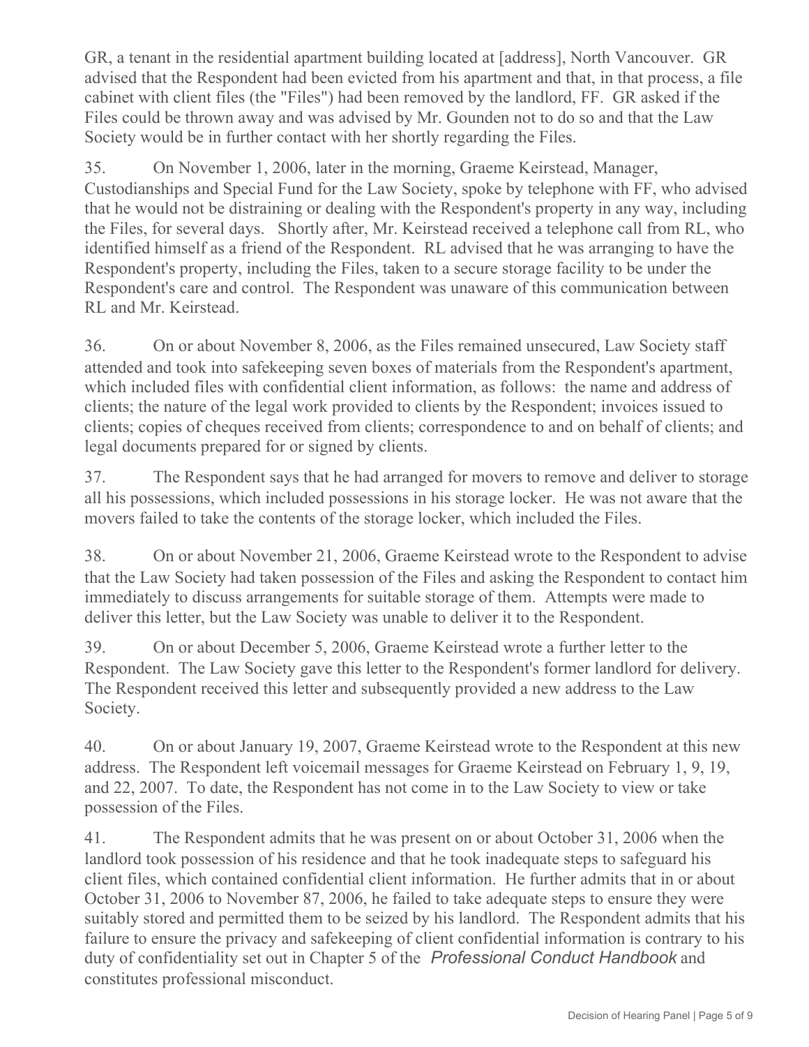GR, a tenant in the residential apartment building located at [address], North Vancouver. GR advised that the Respondent had been evicted from his apartment and that, in that process, a file cabinet with client files (the "Files") had been removed by the landlord, FF. GR asked if the Files could be thrown away and was advised by Mr. Gounden not to do so and that the Law Society would be in further contact with her shortly regarding the Files.

35. On November 1, 2006, later in the morning, Graeme Keirstead, Manager, Custodianships and Special Fund for the Law Society, spoke by telephone with FF, who advised that he would not be distraining or dealing with the Respondent's property in any way, including the Files, for several days. Shortly after, Mr. Keirstead received a telephone call from RL, who identified himself as a friend of the Respondent. RL advised that he was arranging to have the Respondent's property, including the Files, taken to a secure storage facility to be under the Respondent's care and control. The Respondent was unaware of this communication between RL and Mr. Keirstead.

36. On or about November 8, 2006, as the Files remained unsecured, Law Society staff attended and took into safekeeping seven boxes of materials from the Respondent's apartment, which included files with confidential client information, as follows: the name and address of clients; the nature of the legal work provided to clients by the Respondent; invoices issued to clients; copies of cheques received from clients; correspondence to and on behalf of clients; and legal documents prepared for or signed by clients.

37. The Respondent says that he had arranged for movers to remove and deliver to storage all his possessions, which included possessions in his storage locker. He was not aware that the movers failed to take the contents of the storage locker, which included the Files.

38. On or about November 21, 2006, Graeme Keirstead wrote to the Respondent to advise that the Law Society had taken possession of the Files and asking the Respondent to contact him immediately to discuss arrangements for suitable storage of them. Attempts were made to deliver this letter, but the Law Society was unable to deliver it to the Respondent.

39. On or about December 5, 2006, Graeme Keirstead wrote a further letter to the Respondent. The Law Society gave this letter to the Respondent's former landlord for delivery. The Respondent received this letter and subsequently provided a new address to the Law Society.

40. On or about January 19, 2007, Graeme Keirstead wrote to the Respondent at this new address. The Respondent left voicemail messages for Graeme Keirstead on February 1, 9, 19, and 22, 2007. To date, the Respondent has not come in to the Law Society to view or take possession of the Files.

41. The Respondent admits that he was present on or about October 31, 2006 when the landlord took possession of his residence and that he took inadequate steps to safeguard his client files, which contained confidential client information. He further admits that in or about October 31, 2006 to November 87, 2006, he failed to take adequate steps to ensure they were suitably stored and permitted them to be seized by his landlord. The Respondent admits that his failure to ensure the privacy and safekeeping of client confidential information is contrary to his duty of confidentiality set out in Chapter 5 of the *Professional Conduct Handbook* and constitutes professional misconduct.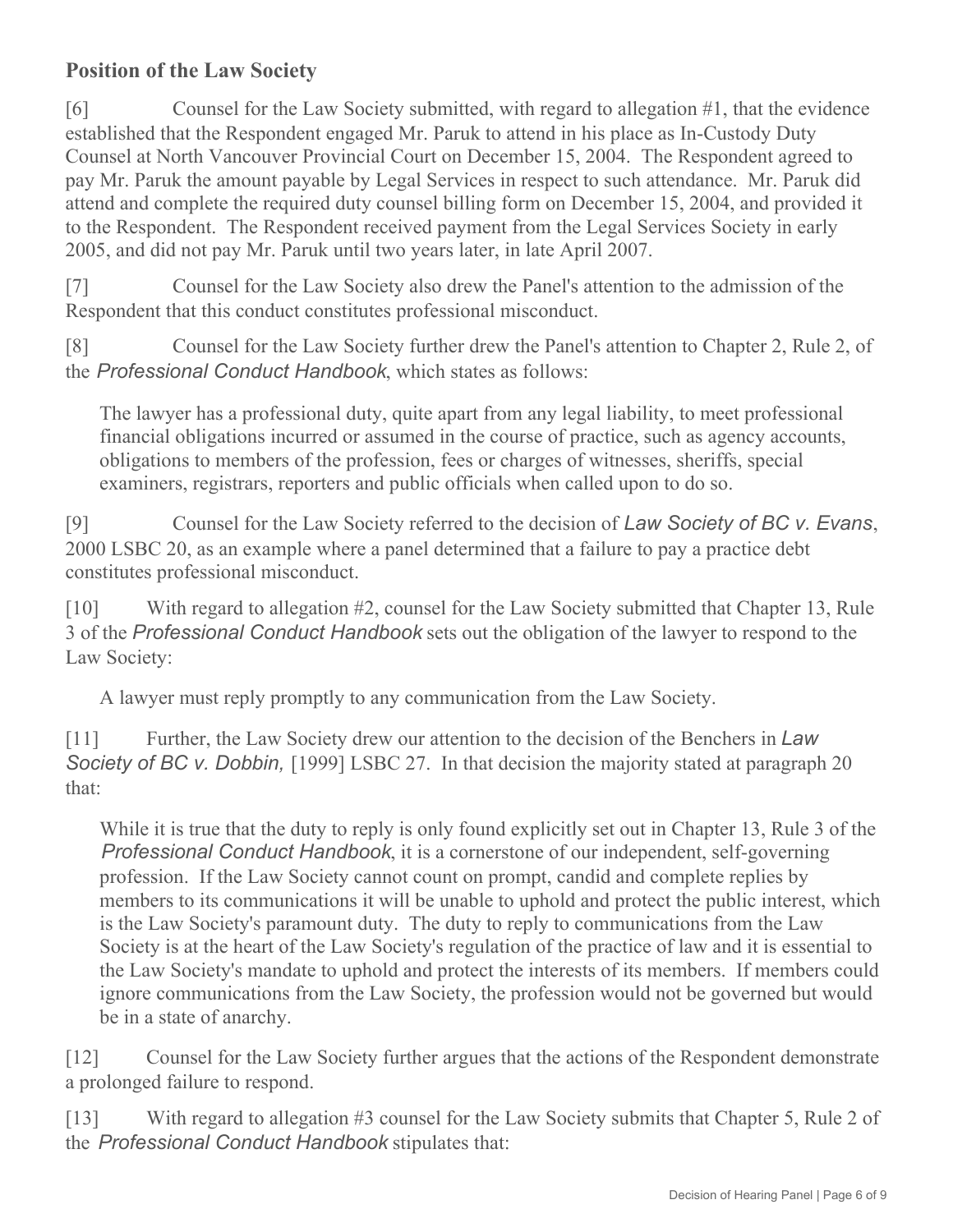## Position of the Law Society

[6] Counsel for the Law Society submitted, with regard to allegation #1, that the evidence established that the Respondent engaged Mr. Paruk to attend in his place as In-Custody Duty Counsel at North Vancouver Provincial Court on December 15, 2004. The Respondent agreed to pay Mr. Paruk the amount payable by Legal Services in respect to such attendance. Mr. Paruk did attend and complete the required duty counsel billing form on December 15, 2004, and provided it to the Respondent. The Respondent received payment from the Legal Services Society in early 2005, and did not pay Mr. Paruk until two years later, in late April 2007.

[7] Counsel for the Law Society also drew the Panel's attention to the admission of the Respondent that this conduct constitutes professional misconduct.

[8] Counsel for the Law Society further drew the Panel's attention to Chapter 2, Rule 2, of the *Professional Conduct Handbook*, which states as follows:

> The lawyer has a professional duty, quite apart from any legal liability, to meet professional financial obligations incurred or assumed in the course of practice, such as agency accounts, obligations to members of the profession, fees or charges of witnesses, sheriffs, special examiners, registrars, reporters and public officials when called upon to do so.

[9] Counsel for the Law Society referred to the decision of *Law Society of BC v. Evans*, 2000 LSBC 20, as an example where a panel determined that a failure to pay a practice debt constitutes professional misconduct.

[10] With regard to allegation #2, counsel for the Law Society submitted that Chapter 13, Rule 3 of the *Professional Conduct Handbook* sets out the obligation of the lawyer to respond to the Law Society:

> A lawyer must reply promptly to any communication from the Law Society.

[11] Further, the Law Society drew our attention to the decision of the Benchers in *Law Society of BC v. Dobbin,* [1999] LSBC 27. In that decision the majority stated at paragraph 20 that:

> While it is true that the duty to reply is only found explicitly set out in Chapter 13, Rule 3 of the *Professional Conduct Handbook*, it is a cornerstone of our independent, self-governing profession. If the Law Society cannot count on prompt, candid and complete replies by members to its communications it will be unable to uphold and protect the public interest, which is the Law Society's paramount duty. The duty to reply to communications from the Law Society is at the heart of the Law Society's regulation of the practice of law and it is essential to the Law Society's mandate to uphold and protect the interests of its members. If members could ignore communications from the Law Society, the profession would not be governed but would be in a state of anarchy.

[12] Counsel for the Law Society further argues that the actions of the Respondent demonstrate a prolonged failure to respond.

[13] With regard to allegation #3 counsel for the Law Society submits that Chapter 5, Rule 2 of the *Professional Conduct Handbook* stipulates that: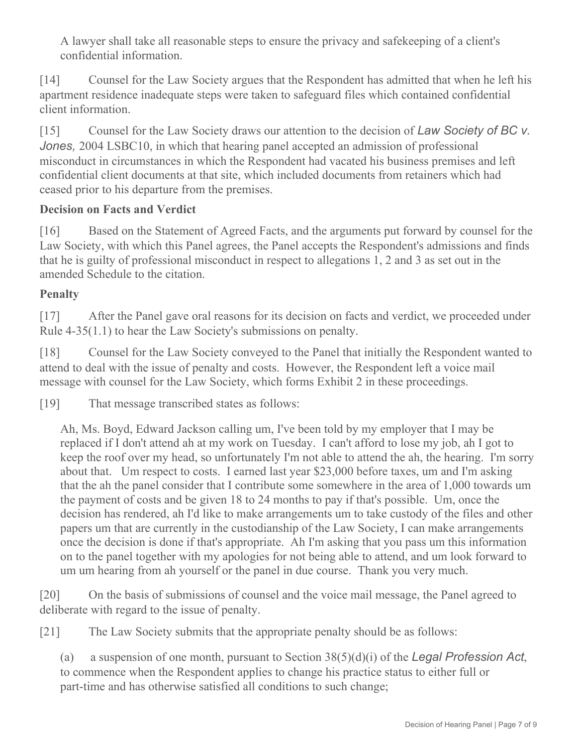> A lawyer shall take all reasonable steps to ensure the privacy and safekeeping of a client's confidential information.

[14] Counsel for the Law Society argues that the Respondent has admitted that when he left his apartment residence inadequate steps were taken to safeguard files which contained confidential client information.

[15] Counsel for the Law Society draws our attention to the decision of *Law Society of BC v. Jones,* 2004 LSBC10, in which that hearing panel accepted an admission of professional misconduct in circumstances in which the Respondent had vacated his business premises and left confidential client documents at that site, which included documents from retainers which had ceased prior to his departure from the premises.

**Decision on Facts and Verdict**

[16] Based on the Statement of Agreed Facts, and the arguments put forward by counsel for the Law Society, with which this Panel agrees, the Panel accepts the Respondent's admissions and finds that he is guilty of professional misconduct in respect to allegations 1, 2 and 3 as set out in the amended Schedule to the citation.

**Penalty**

[17] After the Panel gave oral reasons for its decision on facts and verdict, we proceeded under Rule 4-35(1.1) to hear the Law Society's submissions on penalty.

[18] Counsel for the Law Society conveyed to the Panel that initially the Respondent wanted to attend to deal with the issue of penalty and costs. However, the Respondent left a voice mail message with counsel for the Law Society, which forms Exhibit 2 in these proceedings.

[19] That message transcribed states as follows:

> Ah, Ms. Boyd, Edward Jackson calling um, I've been told by my employer that I may be replaced if I don't attend ah at my work on Tuesday. I can't afford to lose my job, ah I got to keep the roof over my head, so unfortunately I'm not able to attend the ah, the hearing. I'm sorry about that. Um respect to costs. I earned last year $23,000 before taxes, um and I'm asking that the ah the panel consider that I contribute some somewhere in the area of 1,000 towards um the payment of costs and be given 18 to 24 months to pay if that's possible. Um, once the decision has rendered, ah I'd like to make arrangements um to take custody of the files and other papers um that are currently in the custodianship of the Law Society, I can make arrangements once the decision is done if that's appropriate. Ah I'm asking that you pass um this information on to the panel together with my apologies for not being able to attend, and um look forward to um um hearing from ah yourself or the panel in due course. Thank you very much.

[20] On the basis of submissions of counsel and the voice mail message, the Panel agreed to deliberate with regard to the issue of penalty.

[21] The Law Society submits that the appropriate penalty should be as follows:

> (a) a suspension of one month, pursuant to Section 38(5)(d)(i) of the *Legal Profession Act*, to commence when the Respondent applies to change his practice status to either full or part-time and has otherwise satisfied all conditions to such change;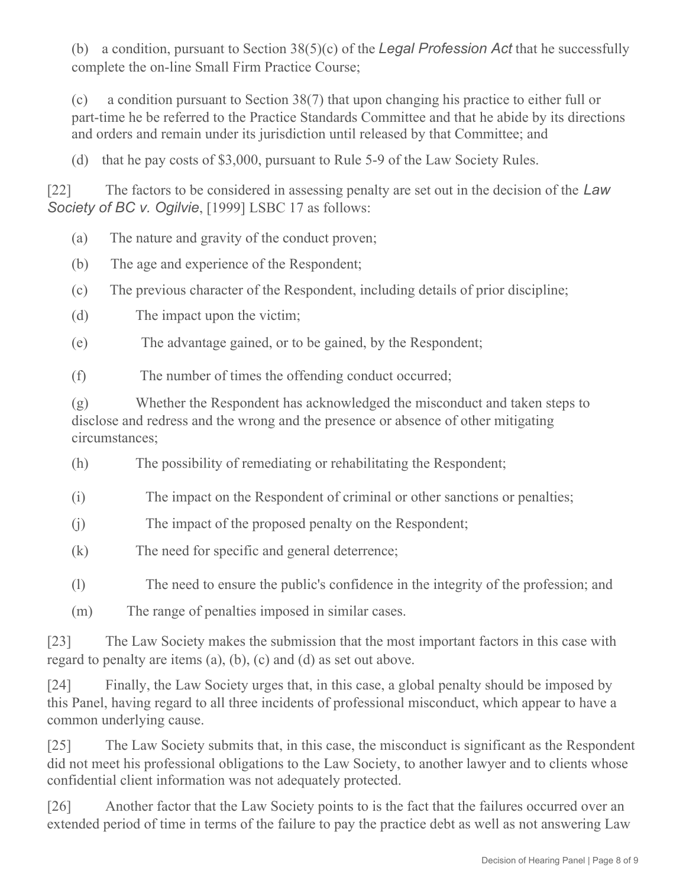(b) a condition, pursuant to Section 38(5)(c) of the *Legal Profession Act* that he successfully complete the on-line Small Firm Practice Course;

(c) a condition pursuant to Section 38(7) that upon changing his practice to either full or part-time he be referred to the Practice Standards Committee and that he abide by its directions and orders and remain under its jurisdiction until released by that Committee; and

(d) that he pay costs of $3,000, pursuant to Rule 5-9 of the Law Society Rules.

[22] The factors to be considered in assessing penalty are set out in the decision of the *Law Society of BC v. Ogilvie*, [1999] LSBC 17 as follows:

(a) The nature and gravity of the conduct proven;

(b) The age and experience of the Respondent;

(c) The previous character of the Respondent, including details of prior discipline;

(d) The impact upon the victim;

(e) The advantage gained, or to be gained, by the Respondent;

(f) The number of times the offending conduct occurred;

(g) Whether the Respondent has acknowledged the misconduct and taken steps to disclose and redress and the wrong and the presence or absence of other mitigating circumstances;

(h) The possibility of remediating or rehabilitating the Respondent;

(i) The impact on the Respondent of criminal or other sanctions or penalties;

(j) The impact of the proposed penalty on the Respondent;

(k) The need for specific and general deterrence;

(l) The need to ensure the public's confidence in the integrity of the profession; and

(m) The range of penalties imposed in similar cases.

[23] The Law Society makes the submission that the most important factors in this case with regard to penalty are items (a), (b), (c) and (d) as set out above.

[24] Finally, the Law Society urges that, in this case, a global penalty should be imposed by this Panel, having regard to all three incidents of professional misconduct, which appear to have a common underlying cause.

[25] The Law Society submits that, in this case, the misconduct is significant as the Respondent did not meet his professional obligations to the Law Society, to another lawyer and to clients whose confidential client information was not adequately protected.

[26] Another factor that the Law Society points to is the fact that the failures occurred over an extended period of time in terms of the failure to pay the practice debt as well as not answering Law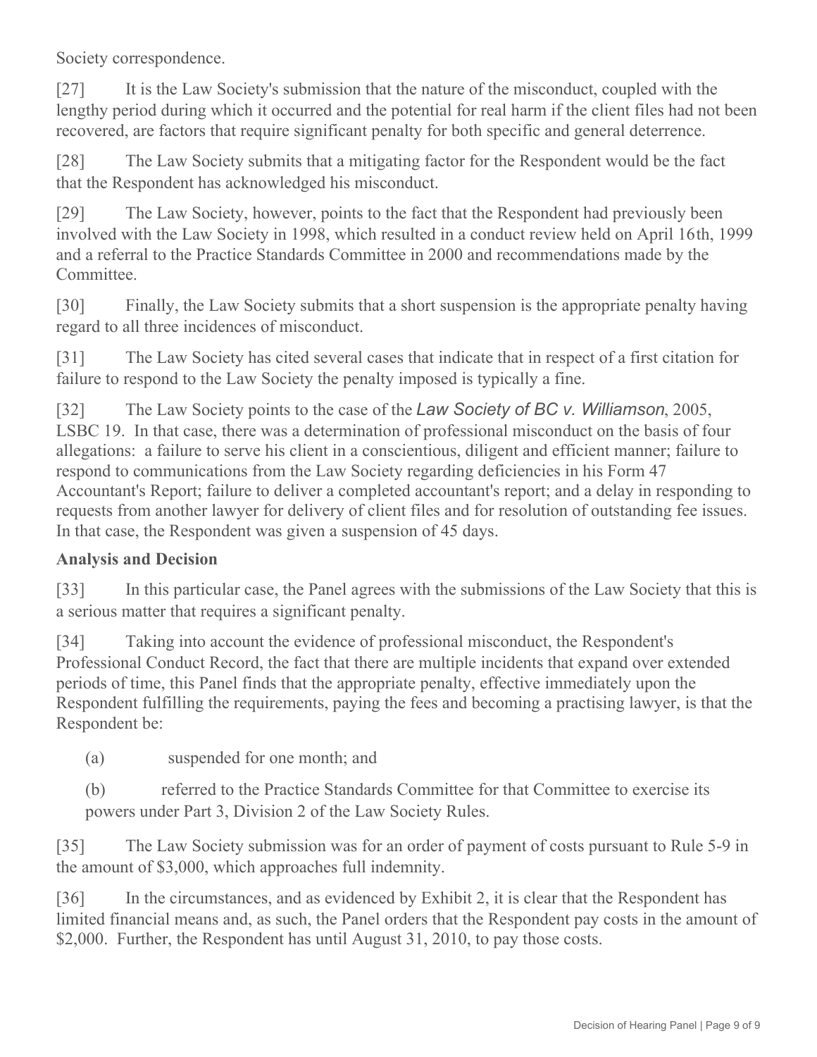Society correspondence.

[27] It is the Law Society's submission that the nature of the misconduct, coupled with the lengthy period during which it occurred and the potential for real harm if the client files had not been recovered, are factors that require significant penalty for both specific and general deterrence.

[28] The Law Society submits that a mitigating factor for the Respondent would be the fact that the Respondent has acknowledged his misconduct.

[29] The Law Society, however, points to the fact that the Respondent had previously been involved with the Law Society in 1998, which resulted in a conduct review held on April 16th, 1999 and a referral to the Practice Standards Committee in 2000 and recommendations made by the Committee.

[30] Finally, the Law Society submits that a short suspension is the appropriate penalty having regard to all three incidences of misconduct.

[31] The Law Society has cited several cases that indicate that in respect of a first citation for failure to respond to the Law Society the penalty imposed is typically a fine.

[32] The Law Society points to the case of the *Law Society of BC v. Williamson*, 2005, LSBC 19. In that case, there was a determination of professional misconduct on the basis of four allegations: a failure to serve his client in a conscientious, diligent and efficient manner; failure to respond to communications from the Law Society regarding deficiencies in his Form 47 Accountant's Report; failure to deliver a completed accountant's report; and a delay in responding to requests from another lawyer for delivery of client files and for resolution of outstanding fee issues. In that case, the Respondent was given a suspension of 45 days.

**Analysis and Decision**

[33] In this particular case, the Panel agrees with the submissions of the Law Society that this is a serious matter that requires a significant penalty.

[34] Taking into account the evidence of professional misconduct, the Respondent's Professional Conduct Record, the fact that there are multiple incidents that expand over extended periods of time, this Panel finds that the appropriate penalty, effective immediately upon the Respondent fulfilling the requirements, paying the fees and becoming a practising lawyer, is that the Respondent be:

(a) suspended for one month; and

(b) referred to the Practice Standards Committee for that Committee to exercise its powers under Part 3, Division 2 of the Law Society Rules.

[35] The Law Society submission was for an order of payment of costs pursuant to Rule 5-9 in the amount of $3,000, which approaches full indemnity.

[36] In the circumstances, and as evidenced by Exhibit 2, it is clear that the Respondent has limited financial means and, as such, the Panel orders that the Respondent pay costs in the amount of $2,000. Further, the Respondent has until August 31, 2010, to pay those costs.